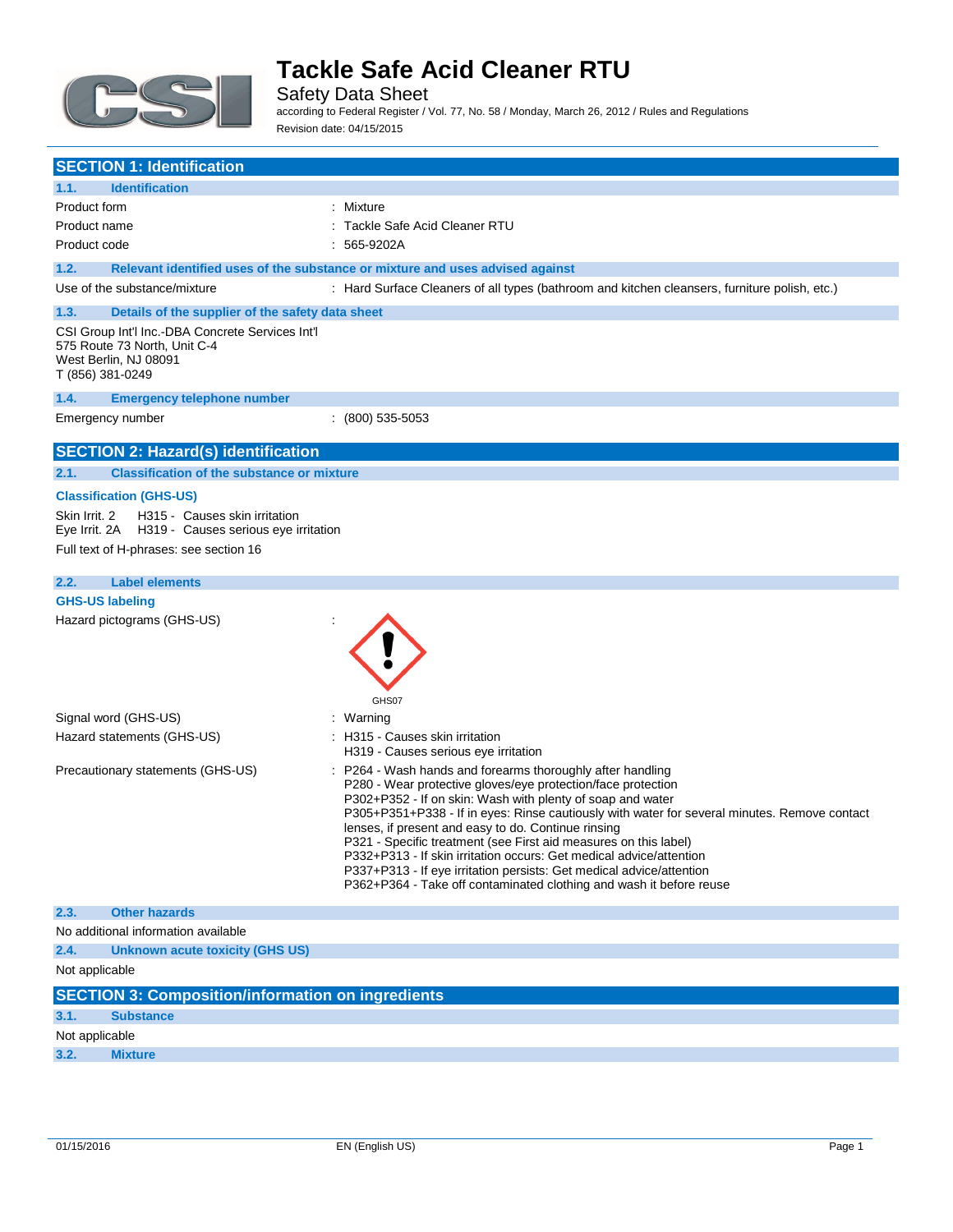# Tackle Safe Acid Cleaner RTU

Safety Data Sheet

according to Federal Register / Vol. 77, No. 58 / Monday, March 26, 2012 / Rules and Regulations

Revision date: 04/15/2015

## SECTION 1: Identification

### 1.1. Identification

Product form : Mixture

Product name : Tackle Safe Acid Cleaner RTU

Product code : 565-9202A

### 1.2. Relevant identified uses of the substance or mixture and uses advised against

Use of the substance/mixture : Hard Surface Cleaners of all types (bathroom and kitchen cleansers, furniture polish, etc.)

### 1.3. Details of the supplier of the safety data sheet

CSI Group Int'l Inc.-DBA Concrete Services Int'l
575 Route 73 North, Unit C-4
West Berlin, NJ 08091
T (856) 381-0249

### 1.4. Emergency telephone number

Emergency number : (800) 535-5053

## SECTION 2: Hazard(s) identification

### 2.1. Classification of the substance or mixture

**Classification (GHS-US)**

Skin Irrit. 2 H315 - Causes skin irritation
Eye Irrit. 2A H319 - Causes serious eye irritation

Full text of H-phrases: see section 16

### 2.2. Label elements

**GHS-US labeling**

Hazard pictograms (GHS-US) :

GHS07

Signal word (GHS-US) : Warning

Hazard statements (GHS-US) : H315 - Causes skin irritation
H319 - Causes serious eye irritation

Precautionary statements (GHS-US) : P264 - Wash hands and forearms thoroughly after handling
P280 - Wear protective gloves/eye protection/face protection
P302+P352 - If on skin: Wash with plenty of soap and water
P305+P351+P338 - If in eyes: Rinse cautiously with water for several minutes. Remove contact lenses, if present and easy to do. Continue rinsing
P321 - Specific treatment (see First aid measures on this label)
P332+P313 - If skin irritation occurs: Get medical advice/attention
P337+P313 - If eye irritation persists: Get medical advice/attention
P362+P364 - Take off contaminated clothing and wash it before reuse

### 2.3. Other hazards

No additional information available

### 2.4. Unknown acute toxicity (GHS US)

Not applicable

## SECTION 3: Composition/information on ingredients

### 3.1. Substance

Not applicable

### 3.2. Mixture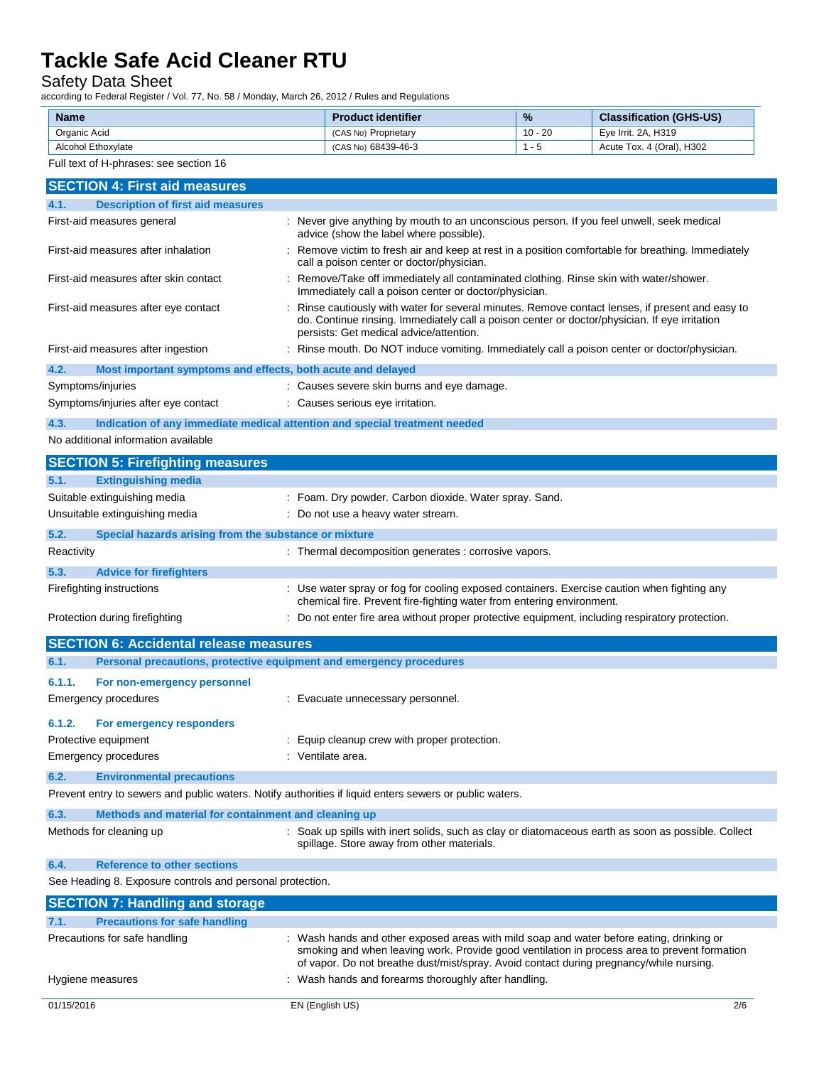| Name | Product identifier | % | Classification (GHS-US) |
|---|---|---|---|
| Organic Acid | (CAS No) Proprietary | 10 - 20 | Eye Irrit. 2A, H319 |
| Alcohol Ethoxylate | (CAS No) 68439-46-3 | 1 - 5 | Acute Tox. 4 (Oral), H302 |

Full text of H-phrases: see section 16

## SECTION 4: First aid measures

### 4.1. Description of first aid measures

First-aid measures general : Never give anything by mouth to an unconscious person. If you feel unwell, seek medical advice (show the label where possible).

First-aid measures after inhalation : Remove victim to fresh air and keep at rest in a position comfortable for breathing. Immediately call a poison center or doctor/physician.

First-aid measures after skin contact : Remove/Take off immediately all contaminated clothing. Rinse skin with water/shower. Immediately call a poison center or doctor/physician.

First-aid measures after eye contact : Rinse cautiously with water for several minutes. Remove contact lenses, if present and easy to do. Continue rinsing. Immediately call a poison center or doctor/physician. If eye irritation persists: Get medical advice/attention.

First-aid measures after ingestion : Rinse mouth. Do NOT induce vomiting. Immediately call a poison center or doctor/physician.

### 4.2. Most important symptoms and effects, both acute and delayed

Symptoms/injuries : Causes severe skin burns and eye damage.

Symptoms/injuries after eye contact : Causes serious eye irritation.

### 4.3. Indication of any immediate medical attention and special treatment needed

No additional information available

## SECTION 5: Firefighting measures

### 5.1. Extinguishing media

Suitable extinguishing media : Foam. Dry powder. Carbon dioxide. Water spray. Sand.

Unsuitable extinguishing media : Do not use a heavy water stream.

### 5.2. Special hazards arising from the substance or mixture

Reactivity : Thermal decomposition generates : corrosive vapors.

### 5.3. Advice for firefighters

Firefighting instructions : Use water spray or fog for cooling exposed containers. Exercise caution when fighting any chemical fire. Prevent fire-fighting water from entering environment.

Protection during firefighting : Do not enter fire area without proper protective equipment, including respiratory protection.

## SECTION 6: Accidental release measures

### 6.1. Personal precautions, protective equipment and emergency procedures

#### 6.1.1. For non-emergency personnel

Emergency procedures : Evacuate unnecessary personnel.

#### 6.1.2. For emergency responders

Protective equipment : Equip cleanup crew with proper protection.

Emergency procedures : Ventilate area.

### 6.2. Environmental precautions

Prevent entry to sewers and public waters. Notify authorities if liquid enters sewers or public waters.

### 6.3. Methods and material for containment and cleaning up

Methods for cleaning up : Soak up spills with inert solids, such as clay or diatomaceous earth as soon as possible. Collect spillage. Store away from other materials.

### 6.4. Reference to other sections

See Heading 8. Exposure controls and personal protection.

## SECTION 7: Handling and storage

### 7.1. Precautions for safe handling

Precautions for safe handling : Wash hands and other exposed areas with mild soap and water before eating, drinking or smoking and when leaving work. Provide good ventilation in process area to prevent formation of vapor. Do not breathe dust/mist/spray. Avoid contact during pregnancy/while nursing.

Hygiene measures : Wash hands and forearms thoroughly after handling.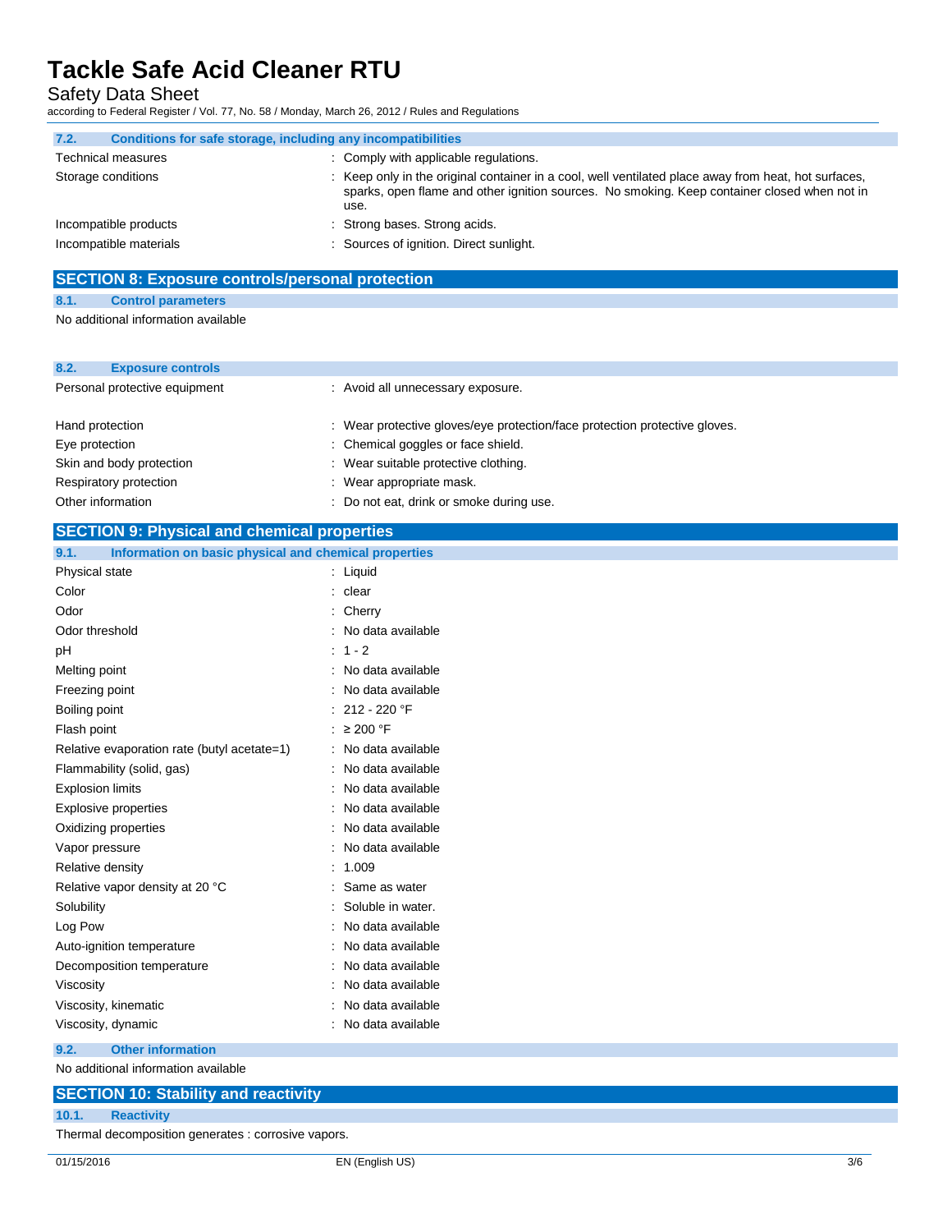### 7.2. Conditions for safe storage, including any incompatibilities

| | |
|---|---|
| Technical measures | : Comply with applicable regulations. |
| Storage conditions | : Keep only in the original container in a cool, well ventilated place away from heat, hot surfaces, sparks, open flame and other ignition sources. No smoking. Keep container closed when not in use. |
| Incompatible products | : Strong bases. Strong acids. |
| Incompatible materials | : Sources of ignition. Direct sunlight. |

## SECTION 8: Exposure controls/personal protection

### 8.1. Control parameters

No additional information available

### 8.2. Exposure controls

| | |
|---|---|
| Personal protective equipment | : Avoid all unnecessary exposure. |
| Hand protection | : Wear protective gloves/eye protection/face protection protective gloves. |
| Eye protection | : Chemical goggles or face shield. |
| Skin and body protection | : Wear suitable protective clothing. |
| Respiratory protection | : Wear appropriate mask. |
| Other information | : Do not eat, drink or smoke during use. |

## SECTION 9: Physical and chemical properties

### 9.1. Information on basic physical and chemical properties

| | |
|---|---|
| Physical state | : Liquid |
| Color | : clear |
| Odor | : Cherry |
| Odor threshold | : No data available |
| pH | : 1 - 2 |
| Melting point | : No data available |
| Freezing point | : No data available |
| Boiling point | : 212 - 220 °F |
| Flash point | : ≥ 200 °F |
| Relative evaporation rate (butyl acetate=1) | : No data available |
| Flammability (solid, gas) | : No data available |
| Explosion limits | : No data available |
| Explosive properties | : No data available |
| Oxidizing properties | : No data available |
| Vapor pressure | : No data available |
| Relative density | : 1.009 |
| Relative vapor density at 20 °C | : Same as water |
| Solubility | : Soluble in water. |
| Log Pow | : No data available |
| Auto-ignition temperature | : No data available |
| Decomposition temperature | : No data available |
| Viscosity | : No data available |
| Viscosity, kinematic | : No data available |
| Viscosity, dynamic | : No data available |

### 9.2. Other information

No additional information available

## SECTION 10: Stability and reactivity

### 10.1. Reactivity

Thermal decomposition generates : corrosive vapors.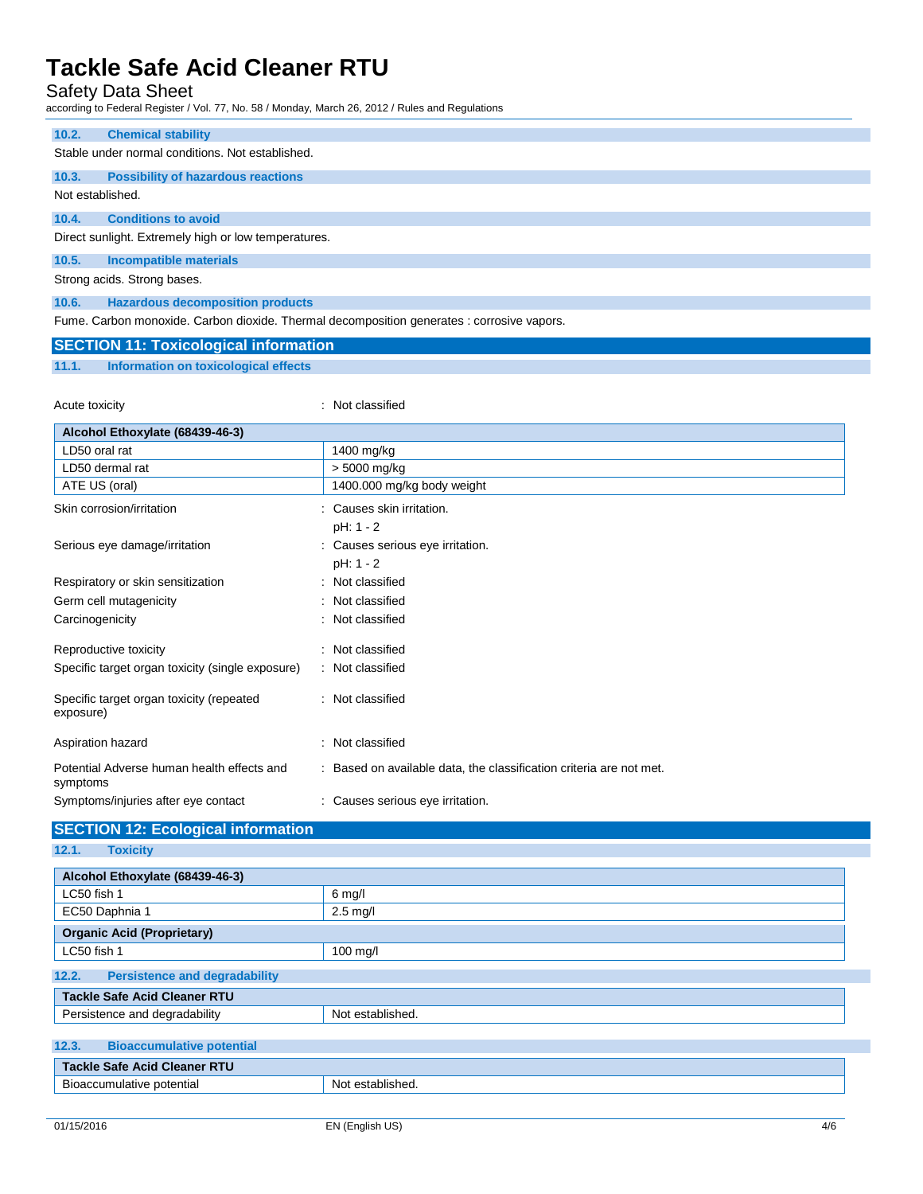### 10.2. Chemical stability

Stable under normal conditions. Not established.

### 10.3. Possibility of hazardous reactions

Not established.

### 10.4. Conditions to avoid

Direct sunlight. Extremely high or low temperatures.

### 10.5. Incompatible materials

Strong acids. Strong bases.

### 10.6. Hazardous decomposition products

Fume. Carbon monoxide. Carbon dioxide. Thermal decomposition generates : corrosive vapors.

## SECTION 11: Toxicological information

### 11.1. Information on toxicological effects

Acute toxicity : Not classified

| Alcohol Ethoxylate (68439-46-3) | |
|---|---|
| LD50 oral rat | 1400 mg/kg |
| LD50 dermal rat | > 5000 mg/kg |
| ATE US (oral) | 1400.000 mg/kg body weight |

Skin corrosion/irritation : Causes skin irritation.
pH: 1 - 2

Serious eye damage/irritation : Causes serious eye irritation.
pH: 1 - 2

Respiratory or skin sensitization : Not classified

Germ cell mutagenicity : Not classified

Carcinogenicity : Not classified

Reproductive toxicity : Not classified

Specific target organ toxicity (single exposure) : Not classified

Specific target organ toxicity (repeated exposure) : Not classified

Aspiration hazard : Not classified

Potential Adverse human health effects and symptoms : Based on available data, the classification criteria are not met.

Symptoms/injuries after eye contact : Causes serious eye irritation.

## SECTION 12: Ecological information

### 12.1. Toxicity

| Alcohol Ethoxylate (68439-46-3) | |
|---|---|
| LC50 fish 1 | 6 mg/l |
| EC50 Daphnia 1 | 2.5 mg/l |
| **Organic Acid (Proprietary)** | |
| LC50 fish 1 | 100 mg/l |

### 12.2. Persistence and degradability

| Tackle Safe Acid Cleaner RTU | |
|---|---|
| Persistence and degradability | Not established. |

### 12.3. Bioaccumulative potential

| Tackle Safe Acid Cleaner RTU | |
|---|---|
| Bioaccumulative potential | Not established. |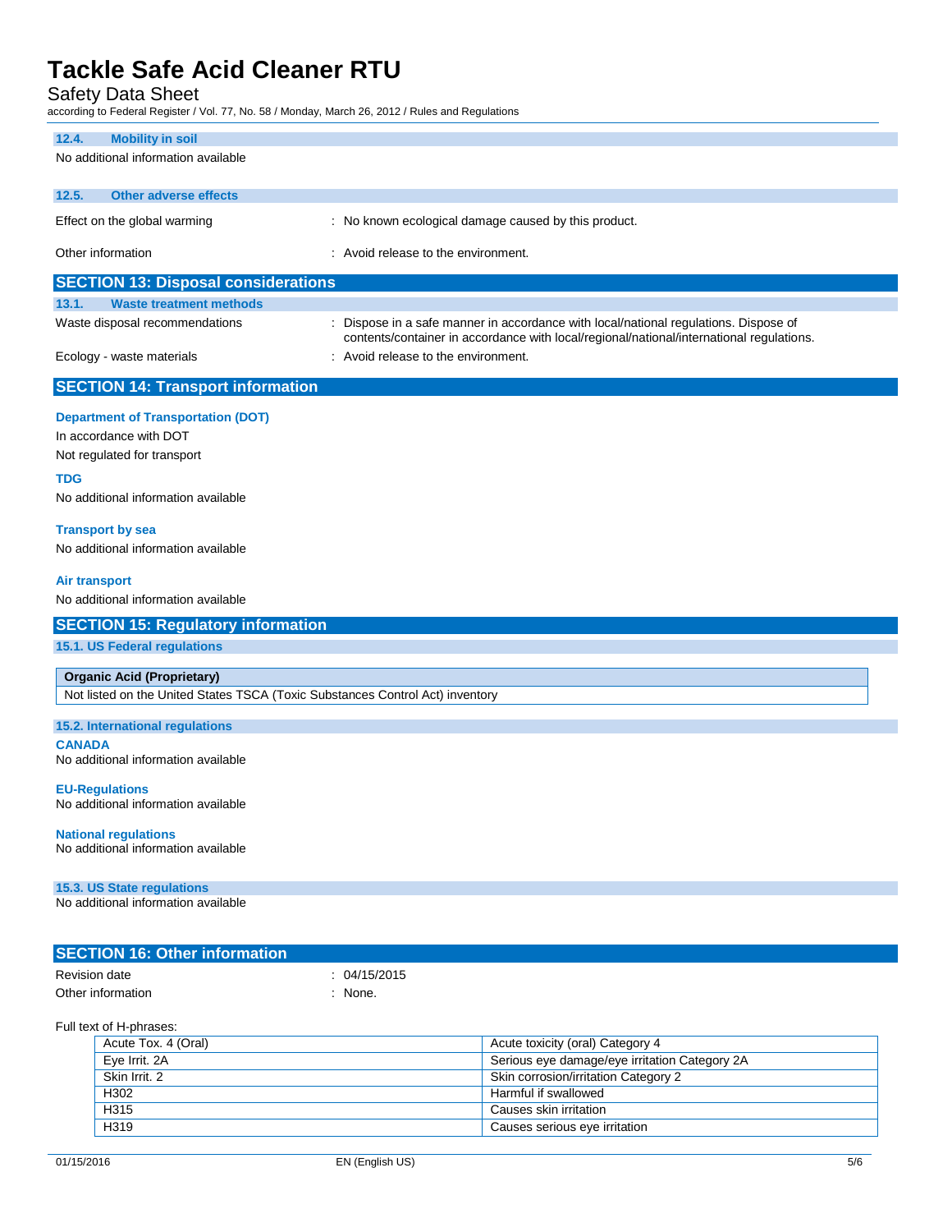#### 12.4. Mobility in soil

No additional information available

#### 12.5. Other adverse effects

Effect on the global warming : No known ecological damage caused by this product.

Other information : Avoid release to the environment.

## SECTION 13: Disposal considerations

#### 13.1. Waste treatment methods

Waste disposal recommendations : Dispose in a safe manner in accordance with local/national regulations. Dispose of contents/container in accordance with local/regional/national/international regulations.

Ecology - waste materials : Avoid release to the environment.

## SECTION 14: Transport information

**Department of Transportation (DOT)**

In accordance with DOT

Not regulated for transport

**TDG**

No additional information available

**Transport by sea**

No additional information available

**Air transport**

No additional information available

## SECTION 15: Regulatory information

#### 15.1. US Federal regulations

| Organic Acid (Proprietary) |
|---|
| Not listed on the United States TSCA (Toxic Substances Control Act) inventory |

#### 15.2. International regulations

**CANADA**

No additional information available

**EU-Regulations**

No additional information available

**National regulations**

No additional information available

#### 15.3. US State regulations

No additional information available

## SECTION 16: Other information

Revision date : 04/15/2015

Other information : None.

Full text of H-phrases:

| | |
|---|---|
| Acute Tox. 4 (Oral) | Acute toxicity (oral) Category 4 |
| Eye Irrit. 2A | Serious eye damage/eye irritation Category 2A |
| Skin Irrit. 2 | Skin corrosion/irritation Category 2 |
| H302 | Harmful if swallowed |
| H315 | Causes skin irritation |
| H319 | Causes serious eye irritation |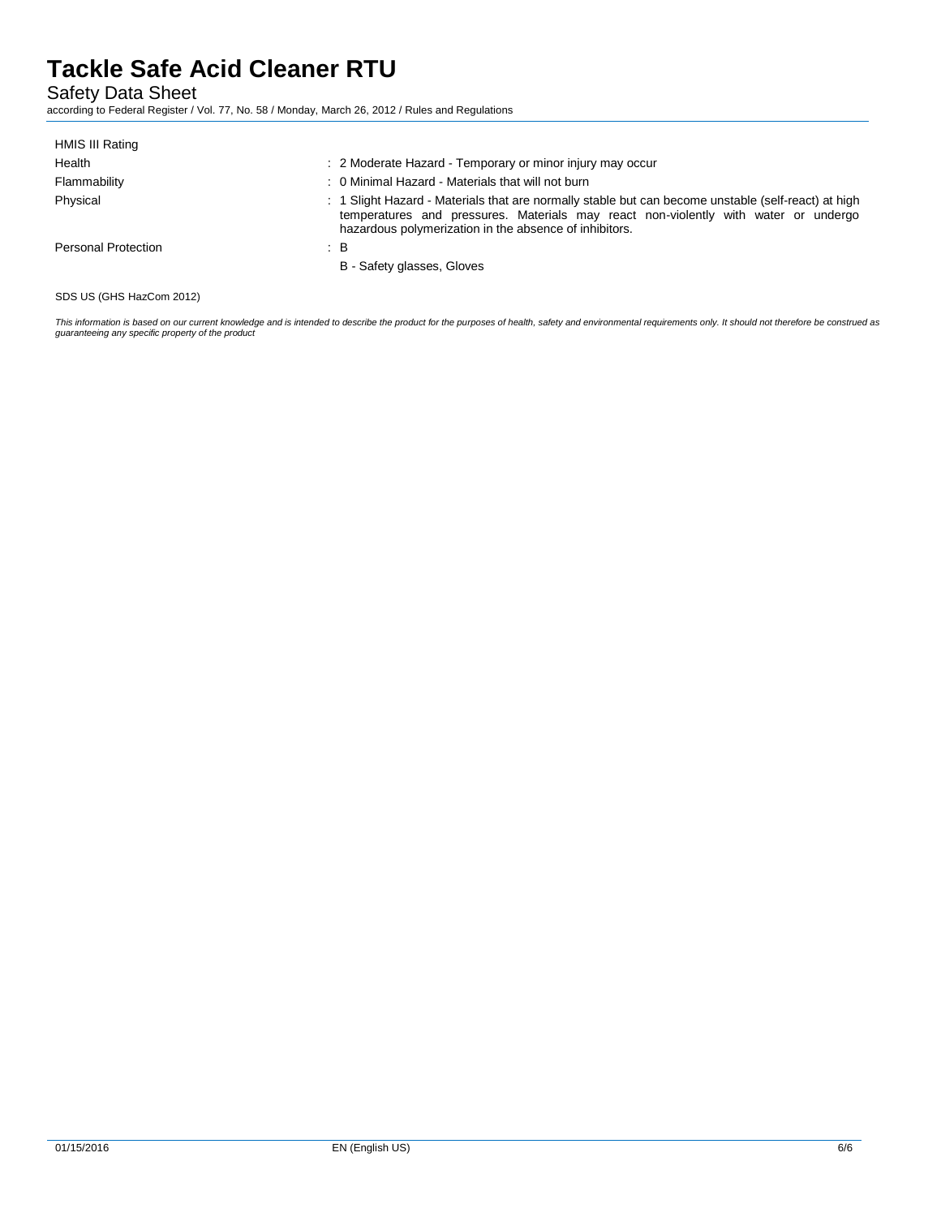HMIS III Rating

| | |
|---|---|
| Health | : 2 Moderate Hazard - Temporary or minor injury may occur |
| Flammability | : 0 Minimal Hazard - Materials that will not burn |
| Physical | : 1 Slight Hazard - Materials that are normally stable but can become unstable (self-react) at high temperatures and pressures. Materials may react non-violently with water or undergo hazardous polymerization in the absence of inhibitors. |
| Personal Protection | : B |
| | B - Safety glasses, Gloves |

SDS US (GHS HazCom 2012)

*This information is based on our current knowledge and is intended to describe the product for the purposes of health, safety and environmental requirements only. It should not therefore be construed as guaranteeing any specific property of the product*